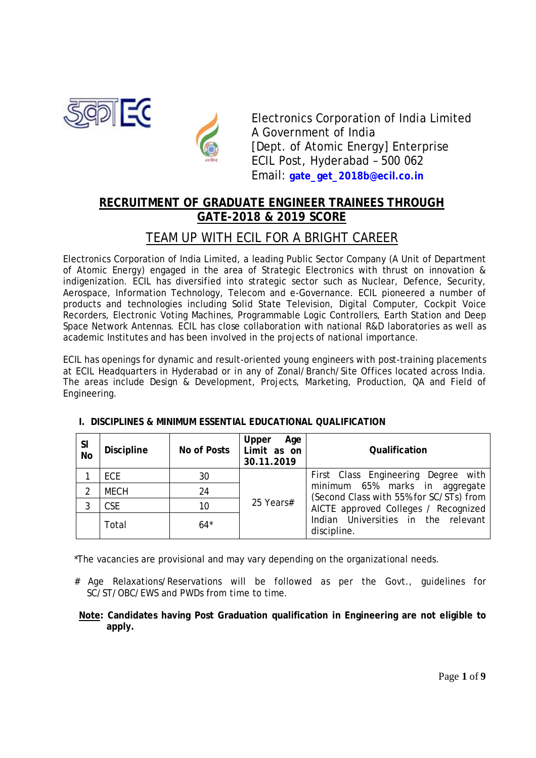Electronics Corporation of India Limited
A Government of India
[Dept. of Atomic Energy] Enterprise
ECIL Post, Hyderabad – 500 062
Email: **gate_get_2018b@ecil.co.in**

## RECRUITMENT OF GRADUATE ENGINEER TRAINEES THROUGH GATE-2018 & 2019 SCORE

## TEAM UP WITH ECIL FOR A BRIGHT CAREER

Electronics Corporation of India Limited, a leading Public Sector Company (A Unit of Department of Atomic Energy) engaged in the area of Strategic Electronics with thrust on innovation & indigenization. ECIL has diversified into strategic sector such as Nuclear, Defence, Security, Aerospace, Information Technology, Telecom and e-Governance. ECIL pioneered a number of products and technologies including Solid State Television, Digital Computer, Cockpit Voice Recorders, Electronic Voting Machines, Programmable Logic Controllers, Earth Station and Deep Space Network Antennas. ECIL has close collaboration with national R&D laboratories as well as academic Institutes and has been involved in the projects of national importance.

ECIL has openings for dynamic and result-oriented young engineers with post-training placements at ECIL Headquarters in Hyderabad or in any of Zonal/Branch/Site Offices located across India. The areas include Design & Development, Projects, Marketing, Production, QA and Field of Engineering.

### I. DISCIPLINES & MINIMUM ESSENTIAL EDUCATIONAL QUALIFICATION

| Sl No | Discipline | No of Posts | Upper Age Limit as on 30.11.2019 | Qualification |
|---|---|---|---|---|
| 1 | ECE | 30 | 25 Years# | First Class Engineering Degree with minimum 65% marks in aggregate (Second Class with 55% for SC/STs) from AICTE approved Colleges / Recognized Indian Universities in the relevant discipline. |
| 2 | MECH | 24 | | |
| 3 | CSE | 10 | | |
| | Total | 64* | | |

*The vacancies are provisional and may vary depending on the organizational needs.

# Age Relaxations/Reservations will be followed as per the Govt., guidelines for SC/ST/OBC/EWS and PWDs from time to time.

**Note: Candidates having Post Graduation qualification in Engineering are not eligible to apply.**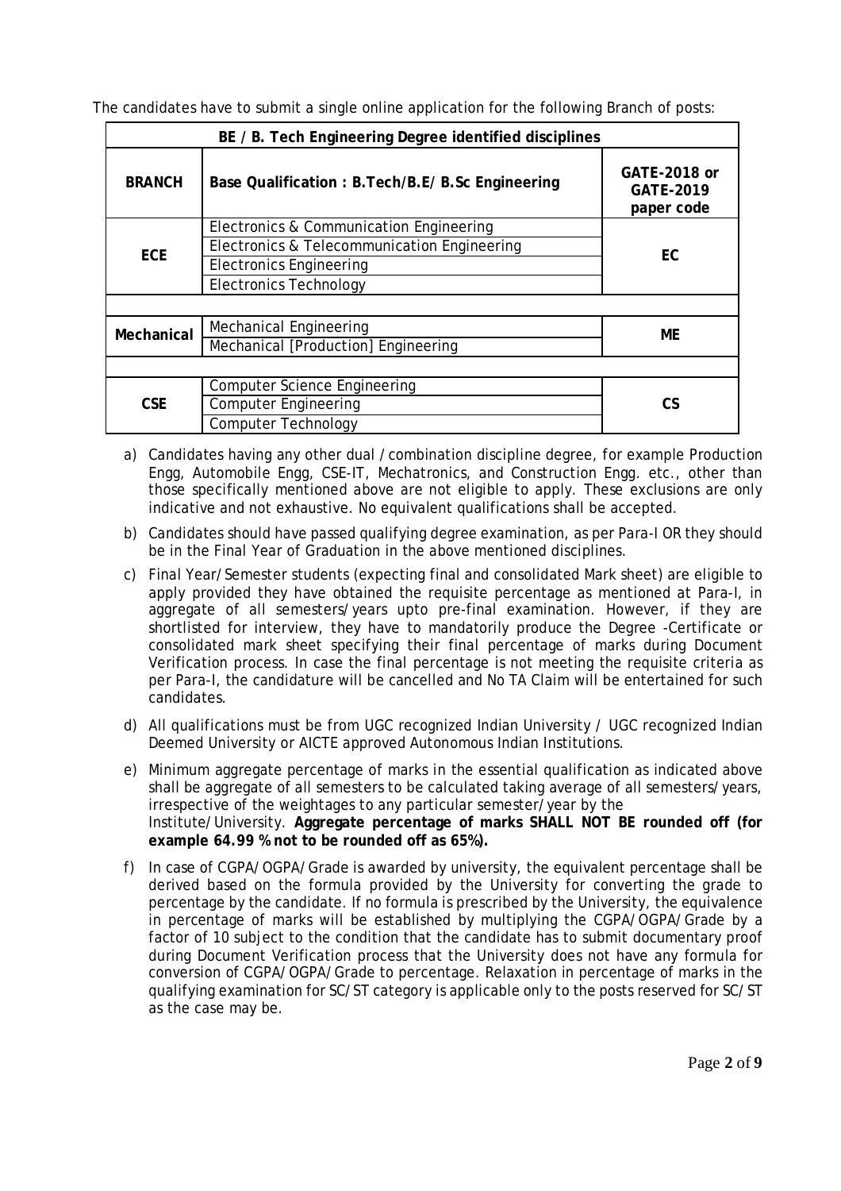The candidates have to submit a single online application for the following Branch of posts:

| BE / B. Tech Engineering Degree identified disciplines | | |
|---|---|---|
| **BRANCH** | **Base Qualification : B.Tech/B.E/ B.Sc Engineering** | **GATE-2018 or GATE-2019 paper code** |
| **ECE** | Electronics & Communication Engineering | **EC** |
| | Electronics & Telecommunication Engineering | |
| | Electronics Engineering | |
| | Electronics Technology | |
| | | |
| **Mechanical** | Mechanical Engineering | **ME** |
| | Mechanical [Production] Engineering | |
| | | |
| **CSE** | Computer Science Engineering | **CS** |
| | Computer Engineering | |
| | Computer Technology | |

a) Candidates having any other dual / combination discipline degree, for example Production Engg, Automobile Engg, CSE-IT, Mechatronics, and Construction Engg. etc., other than those specifically mentioned above are not eligible to apply. These exclusions are only indicative and not exhaustive. No equivalent qualifications shall be accepted.

b) Candidates should have passed qualifying degree examination, as per Para-I OR they should be in the Final Year of Graduation in the above mentioned disciplines.

c) Final Year/Semester students (expecting final and consolidated Mark sheet) are eligible to apply provided they have obtained the requisite percentage as mentioned at Para-I, in aggregate of all semesters/years upto pre-final examination. However, if they are shortlisted for interview, they have to mandatorily produce the Degree -Certificate or consolidated mark sheet specifying their final percentage of marks during Document Verification process. In case the final percentage is not meeting the requisite criteria as per Para-I, the candidature will be cancelled and No TA Claim will be entertained for such candidates.

d) All qualifications must be from UGC recognized Indian University / UGC recognized Indian Deemed University or AICTE approved Autonomous Indian Institutions.

e) Minimum aggregate percentage of marks in the essential qualification as indicated above shall be aggregate of all semesters to be calculated taking average of all semesters/years, irrespective of the weightages to any particular semester/year by the Institute/University. **Aggregate percentage of marks SHALL NOT BE rounded off (for example 64.99 % not to be rounded off as 65%).**

f) In case of CGPA/OGPA/Grade is awarded by university, the equivalent percentage shall be derived based on the formula provided by the University for converting the grade to percentage by the candidate. If no formula is prescribed by the University, the equivalence in percentage of marks will be established by multiplying the CGPA/OGPA/Grade by a factor of 10 subject to the condition that the candidate has to submit documentary proof during Document Verification process that the University does not have any formula for conversion of CGPA/OGPA/Grade to percentage. Relaxation in percentage of marks in the qualifying examination for SC/ST category is applicable only to the posts reserved for SC/ST as the case may be.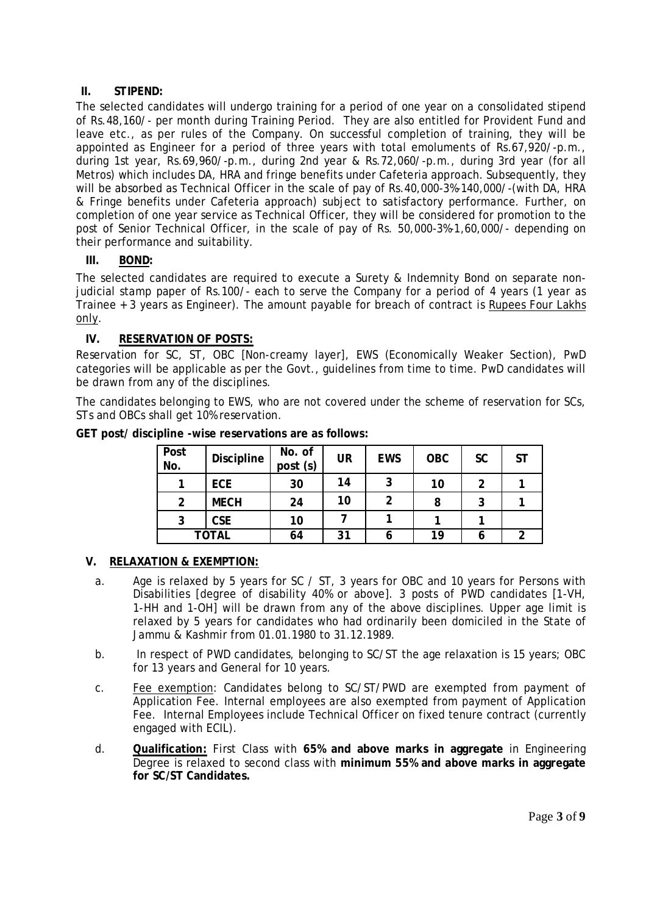## II. STIPEND:

The selected candidates will undergo training for a period of one year on a consolidated stipend of Rs.48,160/- per month during Training Period. They are also entitled for Provident Fund and leave etc., as per rules of the Company. On successful completion of training, they will be appointed as Engineer for a period of three years with total emoluments of Rs.67,920/-p.m., during 1st year, Rs.69,960/-p.m., during 2nd year & Rs.72,060/-p.m., during 3rd year (for all Metros) which includes DA, HRA and fringe benefits under Cafeteria approach. Subsequently, they will be absorbed as Technical Officer in the scale of pay of Rs.40,000-3%-140,000/-(with DA, HRA & Fringe benefits under Cafeteria approach) subject to satisfactory performance. Further, on completion of one year service as Technical Officer, they will be considered for promotion to the post of Senior Technical Officer, in the scale of pay of Rs. 50,000-3%-1,60,000/- depending on their performance and suitability.

## III. BOND:

The selected candidates are required to execute a Surety & Indemnity Bond on separate non-judicial stamp paper of Rs.100/- each to serve the Company for a period of 4 years (1 year as Trainee + 3 years as Engineer). The amount payable for breach of contract is Rupees Four Lakhs only.

## IV. RESERVATION OF POSTS:

Reservation for SC, ST, OBC [Non-creamy layer], EWS (Economically Weaker Section), PwD categories will be applicable as per the Govt., guidelines from time to time. PwD candidates will be drawn from any of the disciplines.

The candidates belonging to EWS, who are not covered under the scheme of reservation for SCs, STs and OBCs shall get 10% reservation.

**GET post/ discipline -wise reservations are as follows:**

| Post No. | Discipline | No. of post (s) | UR | EWS | OBC | SC | ST |
|---|---|---|---|---|---|---|---|
| 1 | ECE | 30 | 14 | 3 | 10 | 2 | 1 |
| 2 | MECH | 24 | 10 | 2 | 8 | 3 | 1 |
| 3 | CSE | 10 | 7 | 1 | 1 | 1 | |
| TOTAL | | 64 | 31 | 6 | 19 | 6 | 2 |

## V. RELAXATION & EXEMPTION:

a. Age is relaxed by 5 years for SC / ST, 3 years for OBC and 10 years for Persons with Disabilities [degree of disability 40% or above]. 3 posts of PWD candidates [1-VH, 1-HH and 1-OH] will be drawn from any of the above disciplines. Upper age limit is relaxed by 5 years for candidates who had ordinarily been domiciled in the State of Jammu & Kashmir from 01.01.1980 to 31.12.1989.

b. In respect of PWD candidates, belonging to SC/ST the age relaxation is 15 years; OBC for 13 years and General for 10 years.

c. Fee exemption: Candidates belong to SC/ST/PWD are exempted from payment of Application Fee. Internal employees are also exempted from payment of Application Fee. Internal Employees include Technical Officer on fixed tenure contract (currently engaged with ECIL).

d. **Qualification:** First Class with **65% and above marks in aggregate** in Engineering Degree is relaxed to second class with **minimum 55% and above marks in aggregate for SC/ST Candidates.**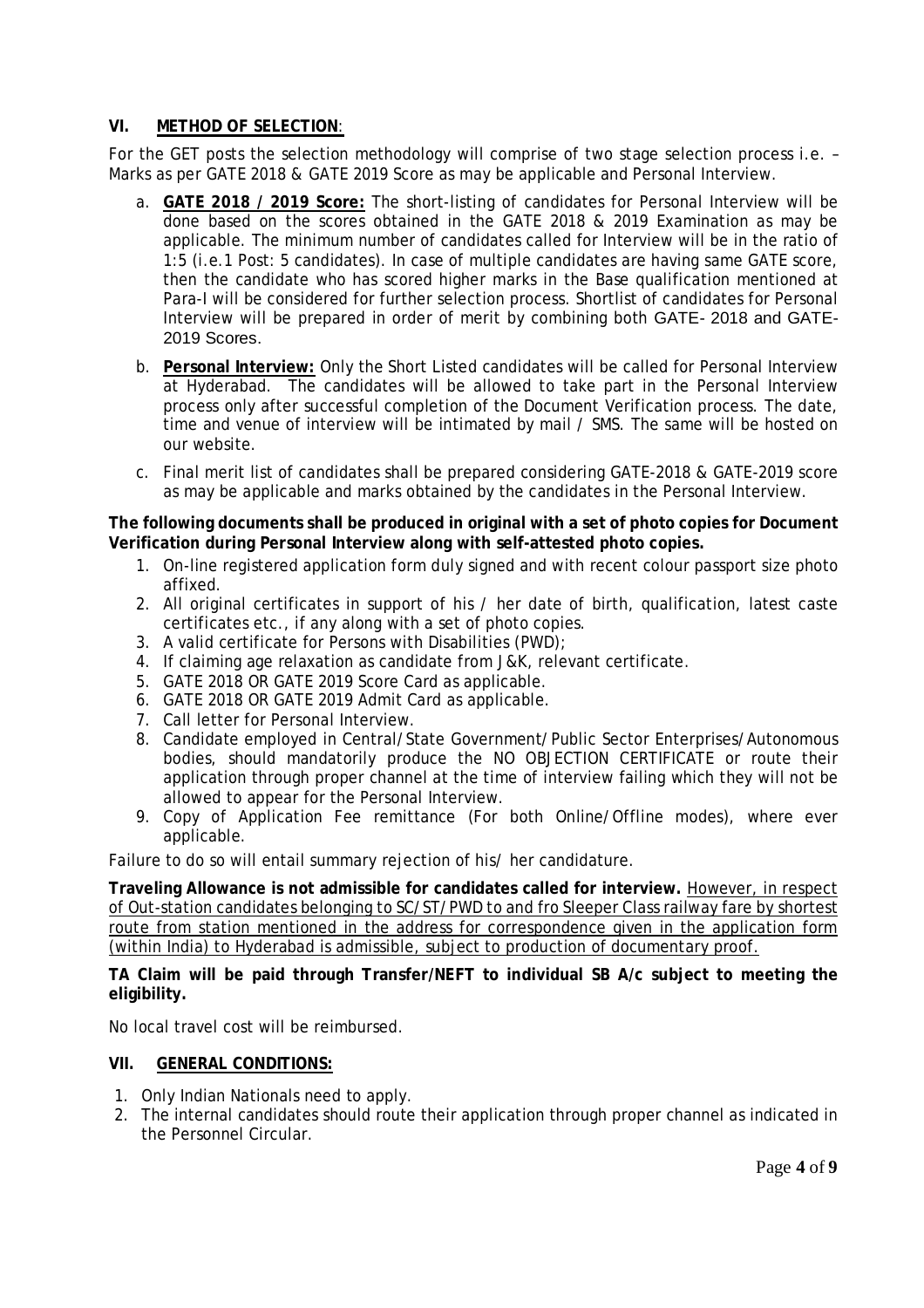## VI. METHOD OF SELECTION:

For the GET posts the selection methodology will comprise of two stage selection process i.e. – Marks as per GATE 2018 & GATE 2019 Score as may be applicable and Personal Interview.

a. **GATE 2018 / 2019 Score:** The short-listing of candidates for Personal Interview will be done based on the scores obtained in the GATE 2018 & 2019 Examination as may be applicable. The minimum number of candidates called for Interview will be in the ratio of 1:5 (i.e.1 Post: 5 candidates). In case of multiple candidates are having same GATE score, then the candidate who has scored higher marks in the Base qualification mentioned at Para-I will be considered for further selection process. Shortlist of candidates for Personal Interview will be prepared in order of merit by combining both GATE- 2018 and GATE-2019 Scores.

b. **Personal Interview:** Only the Short Listed candidates will be called for Personal Interview at Hyderabad. The candidates will be allowed to take part in the Personal Interview process only after successful completion of the Document Verification process. The date, time and venue of interview will be intimated by mail / SMS. The same will be hosted on our website.

c. Final merit list of candidates shall be prepared considering GATE-2018 & GATE-2019 score as may be applicable and marks obtained by the candidates in the Personal Interview.

**The following documents shall be produced in original with a set of photo copies for Document Verification during Personal Interview along with self-attested photo copies.**

1. On-line registered application form duly signed and with recent colour passport size photo affixed.
2. All original certificates in support of his / her date of birth, qualification, latest caste certificates etc., if any along with a set of photo copies.
3. A valid certificate for Persons with Disabilities (PWD);
4. If claiming age relaxation as candidate from J&K, relevant certificate.
5. GATE 2018 OR GATE 2019 Score Card as applicable.
6. GATE 2018 OR GATE 2019 Admit Card as applicable.
7. Call letter for Personal Interview.
8. Candidate employed in Central/State Government/Public Sector Enterprises/Autonomous bodies, should mandatorily produce the NO OBJECTION CERTIFICATE or route their application through proper channel at the time of interview failing which they will not be allowed to appear for the Personal Interview.
9. Copy of Application Fee remittance (For both Online/Offline modes), where ever applicable.

Failure to do so will entail summary rejection of his/ her candidature.

**Traveling Allowance is not admissible for candidates called for interview.** However, in respect of Out-station candidates belonging to SC/ST/PWD to and fro Sleeper Class railway fare by shortest route from station mentioned in the address for correspondence given in the application form (within India) to Hyderabad is admissible, subject to production of documentary proof.

**TA Claim will be paid through Transfer/NEFT to individual SB A/c subject to meeting the eligibility.**

No local travel cost will be reimbursed.

## VII. GENERAL CONDITIONS:

1. Only Indian Nationals need to apply.
2. The internal candidates should route their application through proper channel as indicated in the Personnel Circular.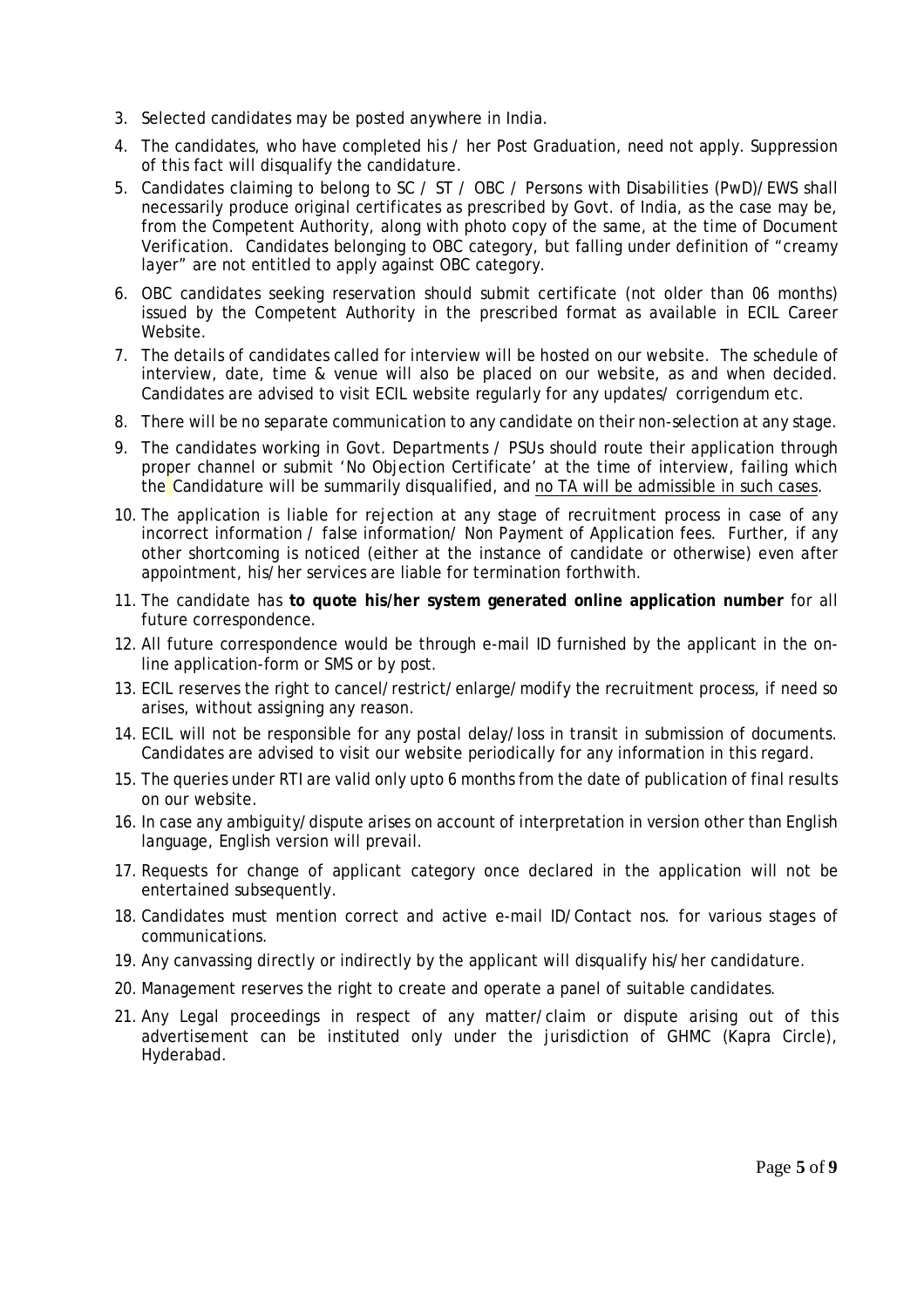3. Selected candidates may be posted anywhere in India.
4. The candidates, who have completed his / her Post Graduation, need not apply. Suppression of this fact will disqualify the candidature.
5. Candidates claiming to belong to SC / ST / OBC / Persons with Disabilities (PwD)/EWS shall necessarily produce original certificates as prescribed by Govt. of India, as the case may be, from the Competent Authority, along with photo copy of the same, at the time of Document Verification. Candidates belonging to OBC category, but falling under definition of "creamy layer" are not entitled to apply against OBC category.
6. OBC candidates seeking reservation should submit certificate (not older than 06 months) issued by the Competent Authority in the prescribed format as available in ECIL Career Website.
7. The details of candidates called for interview will be hosted on our website. The schedule of interview, date, time & venue will also be placed on our website, as and when decided. Candidates are advised to visit ECIL website regularly for any updates/ corrigendum etc.
8. There will be no separate communication to any candidate on their non-selection at any stage.
9. The candidates working in Govt. Departments / PSUs should route their application through proper channel or submit 'No Objection Certificate' at the time of interview, failing which the Candidature will be summarily disqualified, and no TA will be admissible in such cases.
10. The application is liable for rejection at any stage of recruitment process in case of any incorrect information / false information/ Non Payment of Application fees. Further, if any other shortcoming is noticed (either at the instance of candidate or otherwise) even after appointment, his/her services are liable for termination forthwith.
11. The candidate has **to quote his/her system generated online application number** for all future correspondence.
12. All future correspondence would be through e-mail ID furnished by the applicant in the on-line application-form or SMS or by post.
13. ECIL reserves the right to cancel/restrict/enlarge/modify the recruitment process, if need so arises, without assigning any reason.
14. ECIL will not be responsible for any postal delay/loss in transit in submission of documents. Candidates are advised to visit our website periodically for any information in this regard.
15. The queries under RTI are valid only upto 6 months from the date of publication of final results on our website.
16. In case any ambiguity/dispute arises on account of interpretation in version other than English language, English version will prevail.
17. Requests for change of applicant category once declared in the application will not be entertained subsequently.
18. Candidates must mention correct and active e-mail ID/Contact nos. for various stages of communications.
19. Any canvassing directly or indirectly by the applicant will disqualify his/her candidature.
20. Management reserves the right to create and operate a panel of suitable candidates.
21. Any Legal proceedings in respect of any matter/claim or dispute arising out of this advertisement can be instituted only under the jurisdiction of GHMC (Kapra Circle), Hyderabad.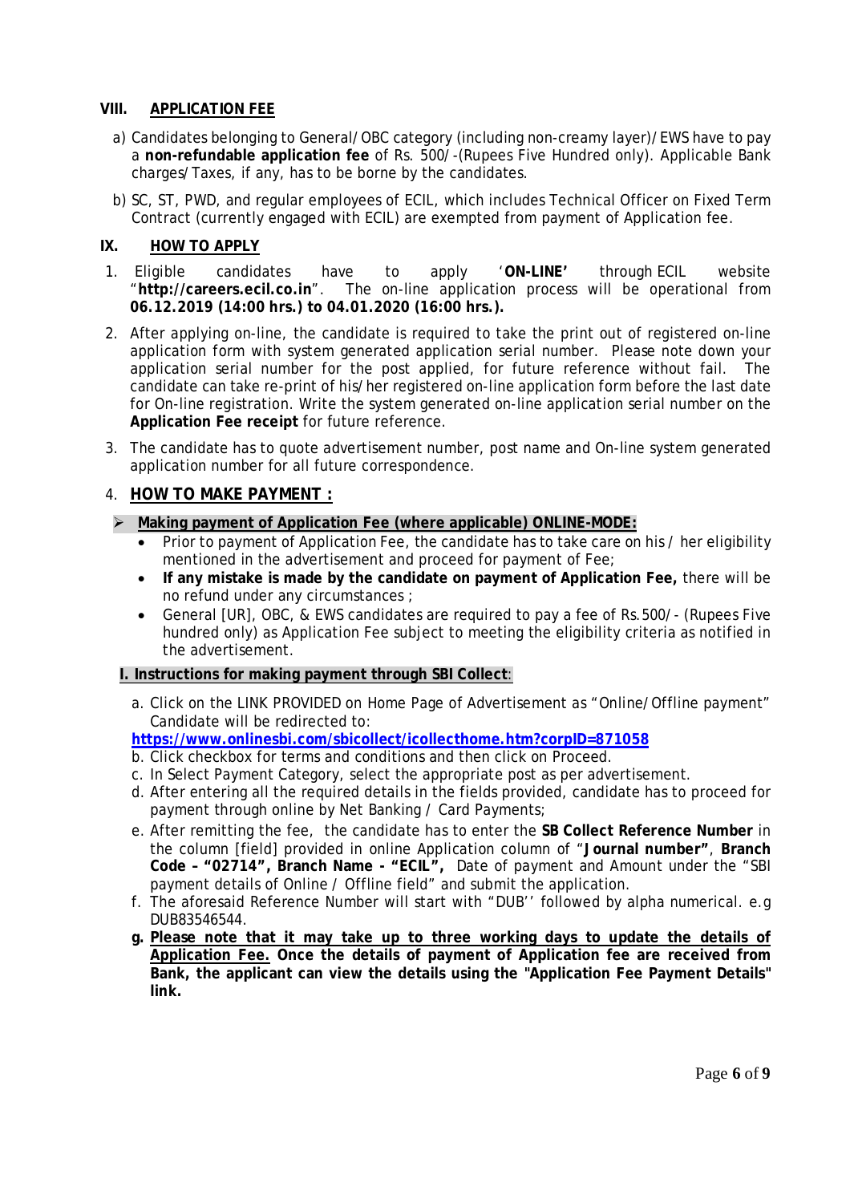## VIII. APPLICATION FEE

a) Candidates belonging to General/OBC category (including non-creamy layer)/EWS have to pay a **non-refundable application fee** of Rs. 500/-(Rupees Five Hundred only). Applicable Bank charges/Taxes, if any, has to be borne by the candidates.

b) SC, ST, PWD, and regular employees of ECIL, which includes Technical Officer on Fixed Term Contract (currently engaged with ECIL) are exempted from payment of Application fee.

## IX. HOW TO APPLY

1. Eligible candidates have to apply '**ON-LINE**' through ECIL website "**http://careers.ecil.co.in**". The on-line application process will be operational from **06.12.2019 (14:00 hrs.) to 04.01.2020 (16:00 hrs.).**

2. After applying on-line, the candidate is required to take the print out of registered on-line application form with system generated application serial number. Please note down your application serial number for the post applied, for future reference without fail. The candidate can take re-print of his/her registered on-line application form before the last date for On-line registration. Write the system generated on-line application serial number on the **Application Fee receipt** for future reference.

3. The candidate has to quote advertisement number, post name and On-line system generated application number for all future correspondence.

4. **HOW TO MAKE PAYMENT :**

➢ **Making payment of Application Fee (where applicable) ONLINE-MODE:**

- Prior to payment of Application Fee, the candidate has to take care on his / her eligibility mentioned in the advertisement and proceed for payment of Fee;
- **If any mistake is made by the candidate on payment of Application Fee,** there will be no refund under any circumstances ;
- General [UR], OBC, & EWS candidates are required to pay a fee of Rs.500/- (Rupees Five hundred only) as Application Fee subject to meeting the eligibility criteria as notified in the advertisement.

**I. Instructions for making payment through SBI Collect**:

a. Click on the LINK PROVIDED on Home Page of Advertisement as "Online/Offline payment" Candidate will be redirected to:
**https://www.onlinesbi.com/sbicollect/icollecthome.htm?corpID=871058**

b. Click checkbox for terms and conditions and then click on Proceed.

c. In Select Payment Category, select the appropriate post as per advertisement.

d. After entering all the required details in the fields provided, candidate has to proceed for payment through online by Net Banking / Card Payments;

e. After remitting the fee, the candidate has to enter the **SB Collect Reference Number** in the column [field] provided in online Application column of "**Journal number"**, **Branch Code – "02714", Branch Name - "ECIL",** Date of payment and Amount under the "SBI payment details of Online / Offline field" and submit the application.

f. The aforesaid Reference Number will start with "DUB'' followed by alpha numerical. e.g DUB83546544.

g. **Please note that it may take up to three working days to update the details of Application Fee. Once the details of payment of Application fee are received from Bank, the applicant can view the details using the "Application Fee Payment Details" link.**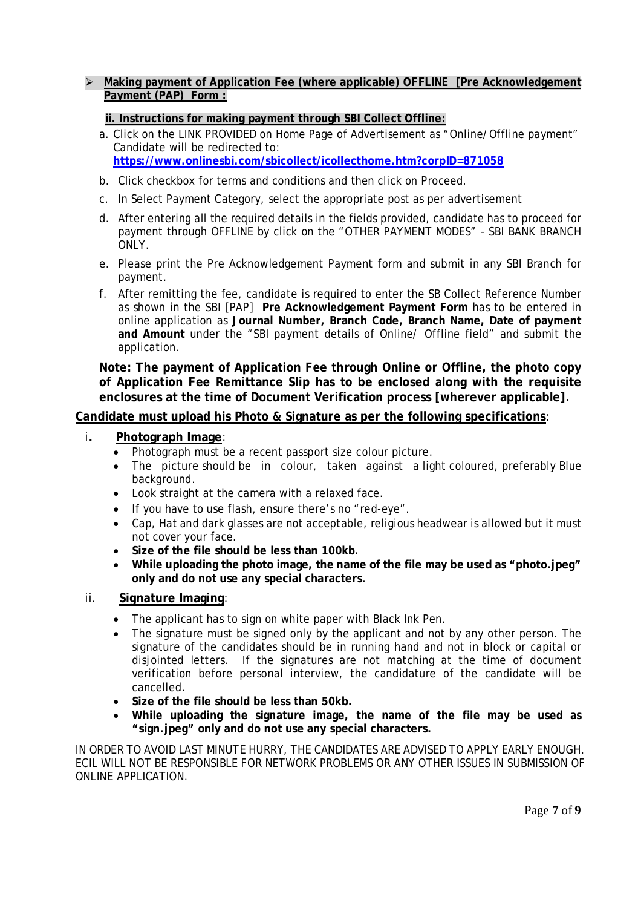- **Making payment of Application Fee (where applicable) OFFLINE [Pre Acknowledgement Payment (PAP) Form :**

**ii. Instructions for making payment through SBI Collect Offline:**

a. Click on the LINK PROVIDED on Home Page of Advertisement as "Online/Offline payment" Candidate will be redirected to: **https://www.onlinesbi.com/sbicollect/icollecthome.htm?corpID=871058**

b. Click checkbox for terms and conditions and then click on Proceed.

c. In Select Payment Category, select the appropriate post as per advertisement

d. After entering all the required details in the fields provided, candidate has to proceed for payment through OFFLINE by click on the "OTHER PAYMENT MODES" - SBI BANK BRANCH ONLY.

e. Please print the Pre Acknowledgement Payment form and submit in any SBI Branch for payment.

f. After remitting the fee, candidate is required to enter the SB Collect Reference Number as shown in the SBI [PAP] **Pre Acknowledgement Payment Form** has to be entered in online application as **Journal Number, Branch Code, Branch Name, Date of payment and Amount** under the "SBI payment details of Online/ Offline field" and submit the application.

**Note: The payment of Application Fee through Online or Offline, the photo copy of Application Fee Remittance Slip has to be enclosed along with the requisite enclosures at the time of Document Verification process [wherever applicable].**

**Candidate must upload his Photo & Signature as per the following specifications**:

i. **Photograph Image**:

- Photograph must be a recent passport size colour picture.
- The picture should be in colour, taken against a light coloured, preferably Blue background.
- Look straight at the camera with a relaxed face.
- If you have to use flash, ensure there's no "red-eye".
- Cap, Hat and dark glasses are not acceptable, religious headwear is allowed but it must not cover your face.
- **Size of the file should be less than 100kb.**
- **While uploading the photo image, the name of the file may be used as "photo.jpeg" only and do not use any special characters.**

ii. **Signature Imaging**:

- The applicant has to sign on white paper with Black Ink Pen.
- The signature must be signed only by the applicant and not by any other person. The signature of the candidates should be in running hand and not in block or capital or disjointed letters. If the signatures are not matching at the time of document verification before personal interview, the candidature of the candidate will be cancelled.
- **Size of the file should be less than 50kb.**
- **While uploading the signature image, the name of the file may be used as "sign.jpeg" only and do not use any special characters.**

IN ORDER TO AVOID LAST MINUTE HURRY, THE CANDIDATES ARE ADVISED TO APPLY EARLY ENOUGH. ECIL WILL NOT BE RESPONSIBLE FOR NETWORK PROBLEMS OR ANY OTHER ISSUES IN SUBMISSION OF ONLINE APPLICATION.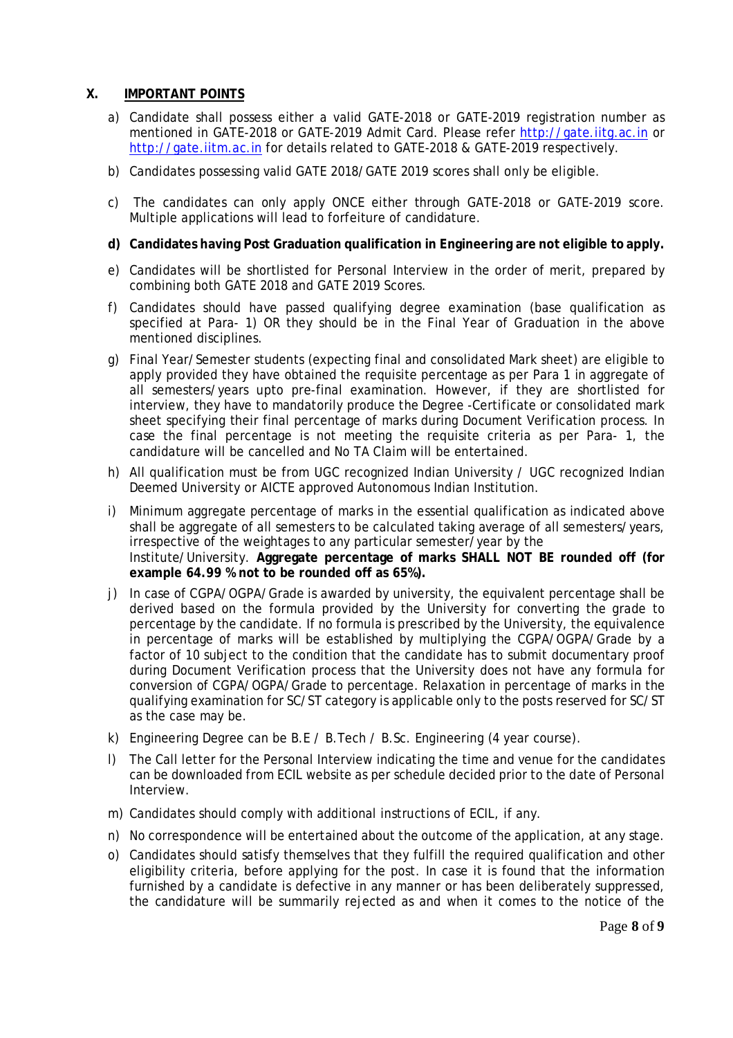## X. IMPORTANT POINTS

a) Candidate shall possess either a valid GATE-2018 or GATE-2019 registration number as mentioned in GATE-2018 or GATE-2019 Admit Card. Please refer http://gate.iitg.ac.in or http://gate.iitm.ac.in for details related to GATE-2018 & GATE-2019 respectively.

b) Candidates possessing valid GATE 2018/GATE 2019 scores shall only be eligible.

c) The candidates can only apply ONCE either through GATE-2018 or GATE-2019 score. Multiple applications will lead to forfeiture of candidature.

**d) Candidates having Post Graduation qualification in Engineering are not eligible to apply.**

e) Candidates will be shortlisted for Personal Interview in the order of merit, prepared by combining both GATE 2018 and GATE 2019 Scores.

f) Candidates should have passed qualifying degree examination (base qualification as specified at Para- 1) OR they should be in the Final Year of Graduation in the above mentioned disciplines.

g) Final Year/Semester students (expecting final and consolidated Mark sheet) are eligible to apply provided they have obtained the requisite percentage as per Para 1 in aggregate of all semesters/years upto pre-final examination. However, if they are shortlisted for interview, they have to mandatorily produce the Degree -Certificate or consolidated mark sheet specifying their final percentage of marks during Document Verification process. In case the final percentage is not meeting the requisite criteria as per Para- 1, the candidature will be cancelled and No TA Claim will be entertained.

h) All qualification must be from UGC recognized Indian University / UGC recognized Indian Deemed University or AICTE approved Autonomous Indian Institution.

i) Minimum aggregate percentage of marks in the essential qualification as indicated above shall be aggregate of all semesters to be calculated taking average of all semesters/years, irrespective of the weightages to any particular semester/year by the Institute/University. **Aggregate percentage of marks SHALL NOT BE rounded off (for example 64.99 % not to be rounded off as 65%).**

j) In case of CGPA/OGPA/Grade is awarded by university, the equivalent percentage shall be derived based on the formula provided by the University for converting the grade to percentage by the candidate. If no formula is prescribed by the University, the equivalence in percentage of marks will be established by multiplying the CGPA/OGPA/Grade by a factor of 10 subject to the condition that the candidate has to submit documentary proof during Document Verification process that the University does not have any formula for conversion of CGPA/OGPA/Grade to percentage. Relaxation in percentage of marks in the qualifying examination for SC/ST category is applicable only to the posts reserved for SC/ST as the case may be.

k) Engineering Degree can be B.E / B.Tech / B.Sc. Engineering (4 year course).

l) The Call letter for the Personal Interview indicating the time and venue for the candidates can be downloaded from ECIL website as per schedule decided prior to the date of Personal Interview.

m) Candidates should comply with additional instructions of ECIL, if any.

n) No correspondence will be entertained about the outcome of the application, at any stage.

o) Candidates should satisfy themselves that they fulfill the required qualification and other eligibility criteria, before applying for the post. In case it is found that the information furnished by a candidate is defective in any manner or has been deliberately suppressed, the candidature will be summarily rejected as and when it comes to the notice of the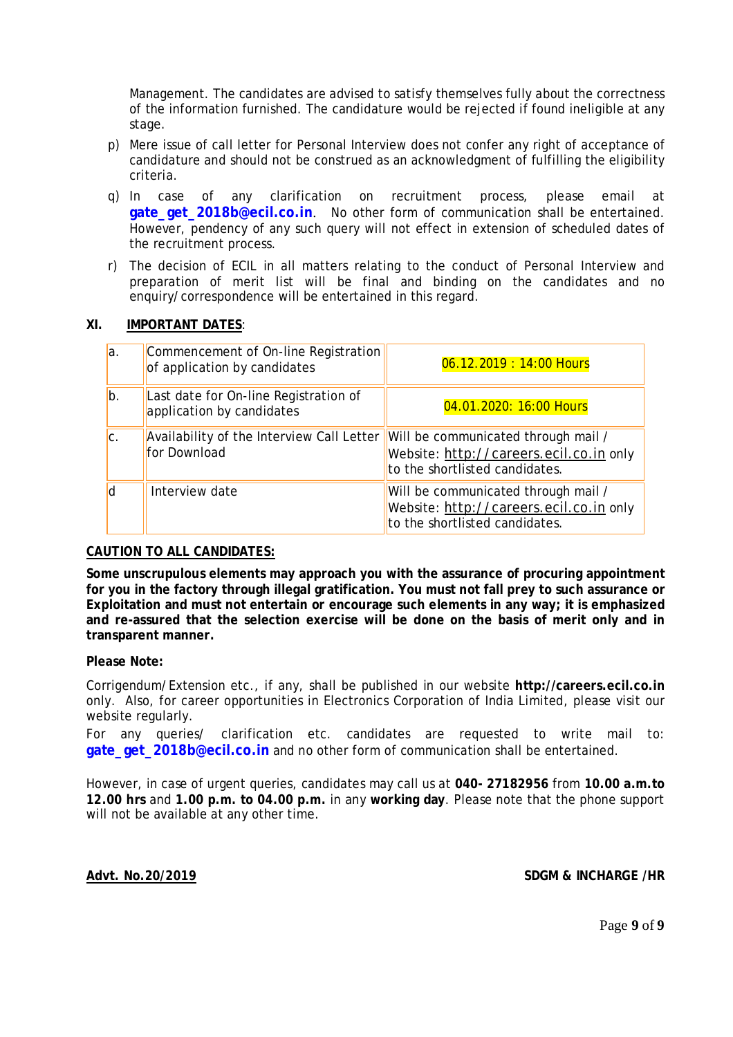Management. The candidates are advised to satisfy themselves fully about the correctness of the information furnished. The candidature would be rejected if found ineligible at any stage.

p) Mere issue of call letter for Personal Interview does not confer any right of acceptance of candidature and should not be construed as an acknowledgment of fulfilling the eligibility criteria.

q) In case of any clarification on recruitment process, please email at **gate_get_2018b@ecil.co.in**. No other form of communication shall be entertained. However, pendency of any such query will not effect in extension of scheduled dates of the recruitment process.

r) The decision of ECIL in all matters relating to the conduct of Personal Interview and preparation of merit list will be final and binding on the candidates and no enquiry/correspondence will be entertained in this regard.

## XI. IMPORTANT DATES:

| | | |
|---|---|---|
| a. | Commencement of On-line Registration of application by candidates | 06.12.2019 : 14:00 Hours |
| b. | Last date for On-line Registration of application by candidates | 04.01.2020: 16:00 Hours |
| c. | Availability of the Interview Call Letter for Download | Will be communicated through mail / Website: http://careers.ecil.co.in only to the shortlisted candidates. |
| d | Interview date | Will be communicated through mail / Website: http://careers.ecil.co.in only to the shortlisted candidates. |

**CAUTION TO ALL CANDIDATES:**

**Some unscrupulous elements may approach you with the assurance of procuring appointment for you in the factory through illegal gratification. You must not fall prey to such assurance or Exploitation and must not entertain or encourage such elements in any way; it is emphasized and re-assured that the selection exercise will be done on the basis of merit only and in transparent manner.**

**Please Note:**

Corrigendum/Extension etc., if any, shall be published in our website **http://careers.ecil.co.in** only. Also, for career opportunities in Electronics Corporation of India Limited, please visit our website regularly.

For any queries/ clarification etc. candidates are requested to write mail to: **gate_get_2018b@ecil.co.in** and no other form of communication shall be entertained.

However, in case of urgent queries, candidates may call us at **040- 27182956** from **10.00 a.m.to 12.00 hrs** and **1.00 p.m. to 04.00 p.m.** in any **working day**. Please note that the phone support will not be available at any other time.

**Advt. No.20/2019** **SDGM & INCHARGE /HR**